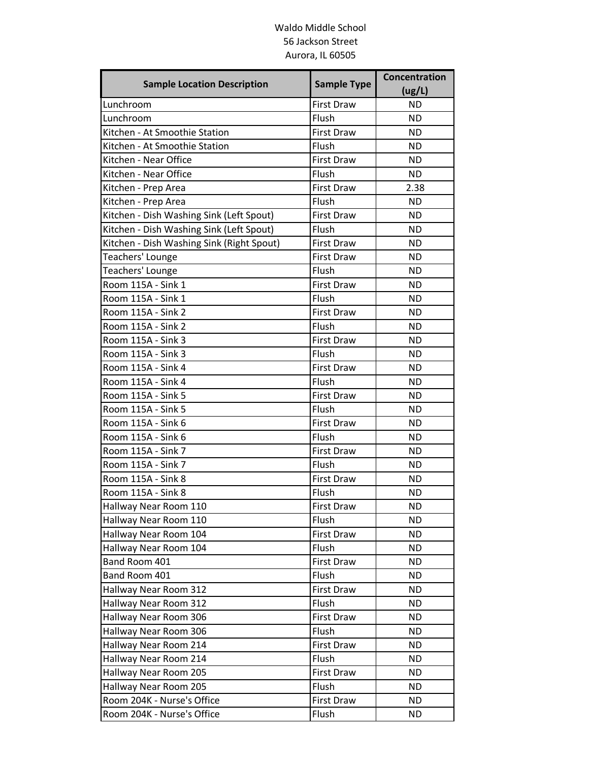Waldo Middle School
56 Jackson Street
Aurora, IL 60505

| Sample Location Description | Sample Type | Concentration (ug/L) |
|---|---|---|
| Lunchroom | First Draw | ND |
| Lunchroom | Flush | ND |
| Kitchen - At Smoothie Station | First Draw | ND |
| Kitchen - At Smoothie Station | Flush | ND |
| Kitchen - Near Office | First Draw | ND |
| Kitchen - Near Office | Flush | ND |
| Kitchen - Prep Area | First Draw | 2.38 |
| Kitchen - Prep Area | Flush | ND |
| Kitchen - Dish Washing Sink (Left Spout) | First Draw | ND |
| Kitchen - Dish Washing Sink (Left Spout) | Flush | ND |
| Kitchen - Dish Washing Sink (Right Spout) | First Draw | ND |
| Teachers' Lounge | First Draw | ND |
| Teachers' Lounge | Flush | ND |
| Room 115A - Sink 1 | First Draw | ND |
| Room 115A - Sink 1 | Flush | ND |
| Room 115A - Sink 2 | First Draw | ND |
| Room 115A - Sink 2 | Flush | ND |
| Room 115A - Sink 3 | First Draw | ND |
| Room 115A - Sink 3 | Flush | ND |
| Room 115A - Sink 4 | First Draw | ND |
| Room 115A - Sink 4 | Flush | ND |
| Room 115A - Sink 5 | First Draw | ND |
| Room 115A - Sink 5 | Flush | ND |
| Room 115A - Sink 6 | First Draw | ND |
| Room 115A - Sink 6 | Flush | ND |
| Room 115A - Sink 7 | First Draw | ND |
| Room 115A - Sink 7 | Flush | ND |
| Room 115A - Sink 8 | First Draw | ND |
| Room 115A - Sink 8 | Flush | ND |
| Hallway Near Room 110 | First Draw | ND |
| Hallway Near Room 110 | Flush | ND |
| Hallway Near Room 104 | First Draw | ND |
| Hallway Near Room 104 | Flush | ND |
| Band Room 401 | First Draw | ND |
| Band Room 401 | Flush | ND |
| Hallway Near Room 312 | First Draw | ND |
| Hallway Near Room 312 | Flush | ND |
| Hallway Near Room 306 | First Draw | ND |
| Hallway Near Room 306 | Flush | ND |
| Hallway Near Room 214 | First Draw | ND |
| Hallway Near Room 214 | Flush | ND |
| Hallway Near Room 205 | First Draw | ND |
| Hallway Near Room 205 | Flush | ND |
| Room 204K - Nurse's Office | First Draw | ND |
| Room 204K - Nurse's Office | Flush | ND |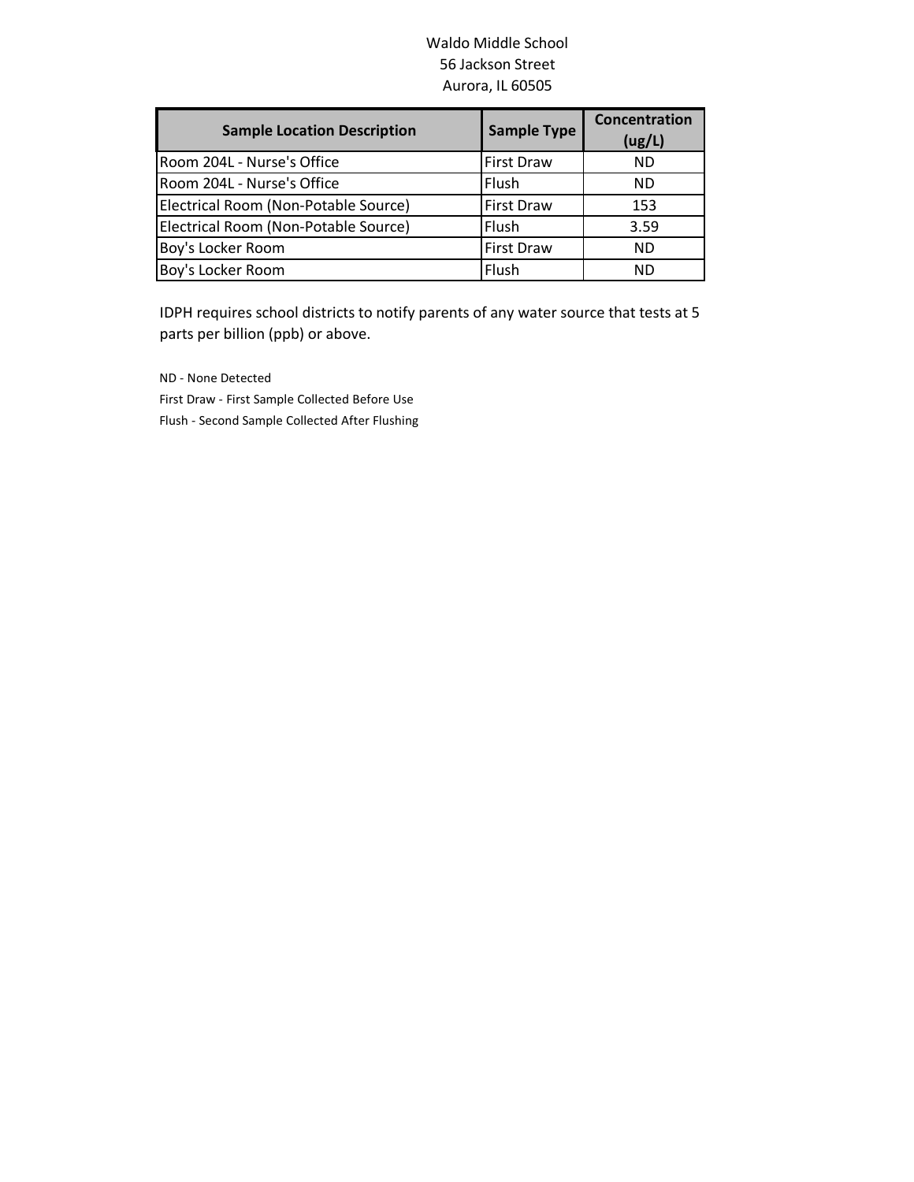Waldo Middle School
56 Jackson Street
Aurora, IL 60505

| Sample Location Description | Sample Type | Concentration (ug/L) |
|---|---|---|
| Room 204L - Nurse's Office | First Draw | ND |
| Room 204L - Nurse's Office | Flush | ND |
| Electrical Room (Non-Potable Source) | First Draw | 153 |
| Electrical Room (Non-Potable Source) | Flush | 3.59 |
| Boy's Locker Room | First Draw | ND |
| Boy's Locker Room | Flush | ND |

IDPH requires school districts to notify parents of any water source that tests at 5 parts per billion (ppb) or above.

ND - None Detected

First Draw - First Sample Collected Before Use

Flush - Second Sample Collected After Flushing